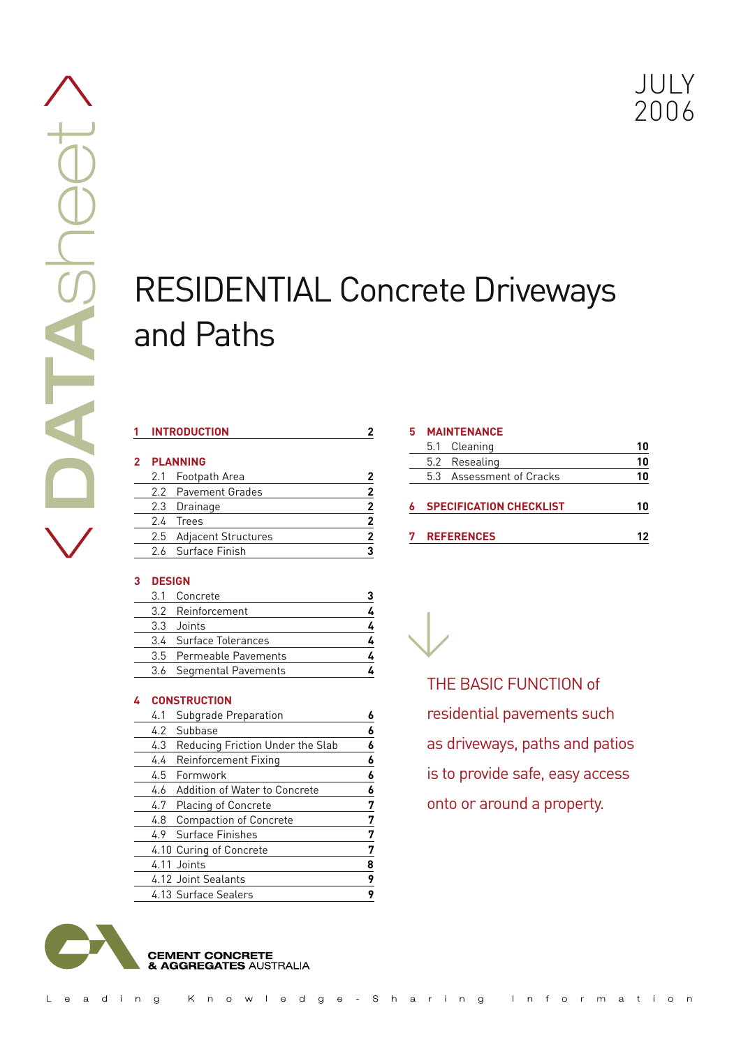JULY 2006

# RESIDENTIAL Concrete Driveways and Paths

| | | |
|---|---|---|
| **1** | **INTRODUCTION** | **2** |
| **2** | **PLANNING** | |
| | 2.1 Footpath Area | 2 |
| | 2.2 Pavement Grades | 2 |
| | 2.3 Drainage | 2 |
| | 2.4 Trees | 2 |
| | 2.5 Adjacent Structures | 2 |
| | 2.6 Surface Finish | 3 |
| **3** | **DESIGN** | |
| | 3.1 Concrete | 3 |
| | 3.2 Reinforcement | 4 |
| | 3.3 Joints | 4 |
| | 3.4 Surface Tolerances | 4 |
| | 3.5 Permeable Pavements | 4 |
| | 3.6 Segmental Pavements | 4 |
| **4** | **CONSTRUCTION** | |
| | 4.1 Subgrade Preparation | 6 |
| | 4.2 Subbase | 6 |
| | 4.3 Reducing Friction Under the Slab | 6 |
| | 4.4 Reinforcement Fixing | 6 |
| | 4.5 Formwork | 6 |
| | 4.6 Addition of Water to Concrete | 6 |
| | 4.7 Placing of Concrete | 7 |
| | 4.8 Compaction of Concrete | 7 |
| | 4.9 Surface Finishes | 7 |
| | 4.10 Curing of Concrete | 7 |
| | 4.11 Joints | 8 |
| | 4.12 Joint Sealants | 9 |
| | 4.13 Surface Sealers | 9 |
| **5** | **MAINTENANCE** | |
| | 5.1 Cleaning | 10 |
| | 5.2 Resealing | 10 |
| | 5.3 Assessment of Cracks | 10 |
| **6** | **SPECIFICATION CHECKLIST** | **10** |
| **7** | **REFERENCES** | **12** |

THE BASIC FUNCTION of residential pavements such as driveways, paths and patios is to provide safe, easy access onto or around a property.

CEMENT CONCRETE & AGGREGATES AUSTRALIA

Leading Knowledge-Sharing Information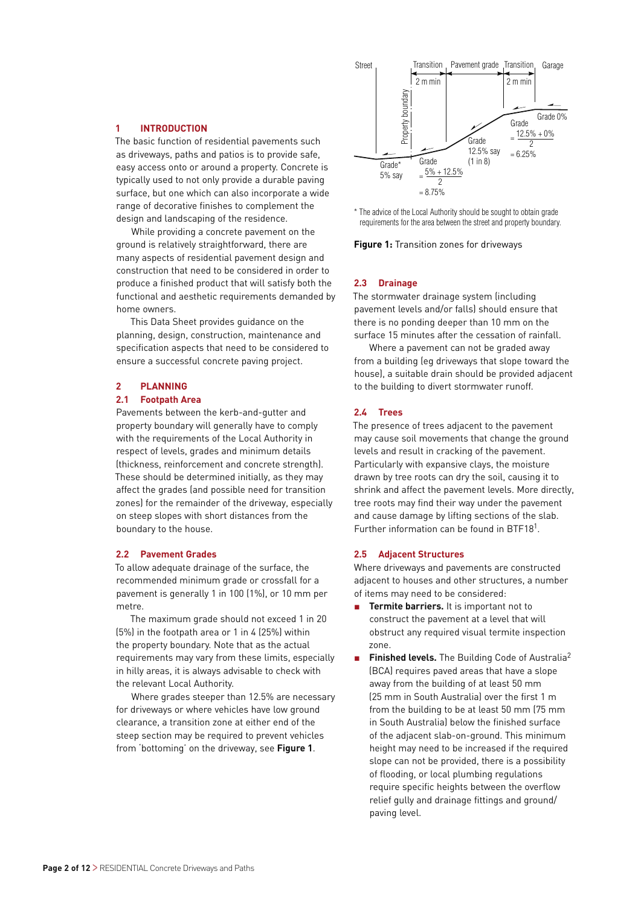## 1 INTRODUCTION

The basic function of residential pavements such as driveways, paths and patios is to provide safe, easy access onto or around a property. Concrete is typically used to not only provide a durable paving surface, but one which can also incorporate a wide range of decorative finishes to complement the design and landscaping of the residence.

While providing a concrete pavement on the ground is relatively straightforward, there are many aspects of residential pavement design and construction that need to be considered in order to produce a finished product that will satisfy both the functional and aesthetic requirements demanded by home owners.

This Data Sheet provides guidance on the planning, design, construction, maintenance and specification aspects that need to be considered to ensure a successful concrete paving project.

## 2 PLANNING

### 2.1 Footpath Area

Pavements between the kerb-and-gutter and property boundary will generally have to comply with the requirements of the Local Authority in respect of levels, grades and minimum details (thickness, reinforcement and concrete strength). These should be determined initially, as they may affect the grades (and possible need for transition zones) for the remainder of the driveway, especially on steep slopes with short distances from the boundary to the house.

### 2.2 Pavement Grades

To allow adequate drainage of the surface, the recommended minimum grade or crossfall for a pavement is generally 1 in 100 (1%), or 10 mm per metre.

The maximum grade should not exceed 1 in 20 (5%) in the footpath area or 1 in 4 (25%) within the property boundary. Note that as the actual requirements may vary from these limits, especially in hilly areas, it is always advisable to check with the relevant Local Authority.

Where grades steeper than 12.5% are necessary for driveways or where vehicles have low ground clearance, a transition zone at either end of the steep section may be required to prevent vehicles from 'bottoming' on the driveway, see **Figure 1**.

Street
Property boundary
Transition
2 m min
Pavement grade
Transition
2 m min
Garage
Grade* 5% say
Grade $= \frac{5\% + 12.5\%}{2} = 8.75\%$
Grade 12.5% say (1 in 8)
Grade $= \frac{12.5\% + 0\%}{2} = 6.25\%$
Grade 0%

\* The advice of the Local Authority should be sought to obtain grade requirements for the area between the street and property boundary.

**Figure 1:** Transition zones for driveways

### 2.3 Drainage

The stormwater drainage system (including pavement levels and/or falls) should ensure that there is no ponding deeper than 10 mm on the surface 15 minutes after the cessation of rainfall.

Where a pavement can not be graded away from a building (eg driveways that slope toward the house), a suitable drain should be provided adjacent to the building to divert stormwater runoff.

### 2.4 Trees

The presence of trees adjacent to the pavement may cause soil movements that change the ground levels and result in cracking of the pavement. Particularly with expansive clays, the moisture drawn by tree roots can dry the soil, causing it to shrink and affect the pavement levels. More directly, tree roots may find their way under the pavement and cause damage by lifting sections of the slab. Further information can be found in BTF18[1].

### 2.5 Adjacent Structures

Where driveways and pavements are constructed adjacent to houses and other structures, a number of items may need to be considered:

- **Termite barriers.** It is important not to construct the pavement at a level that will obstruct any required visual termite inspection zone.
- **Finished levels.** The Building Code of Australia[2] (BCA) requires paved areas that have a slope away from the building of at least 50 mm (25 mm in South Australia) over the first 1 m from the building to be at least 50 mm (75 mm in South Australia) below the finished surface of the adjacent slab-on-ground. This minimum height may need to be increased if the required slope can not be provided, there is a possibility of flooding, or local plumbing regulations require specific heights between the overflow relief gully and drainage fittings and ground/paving level.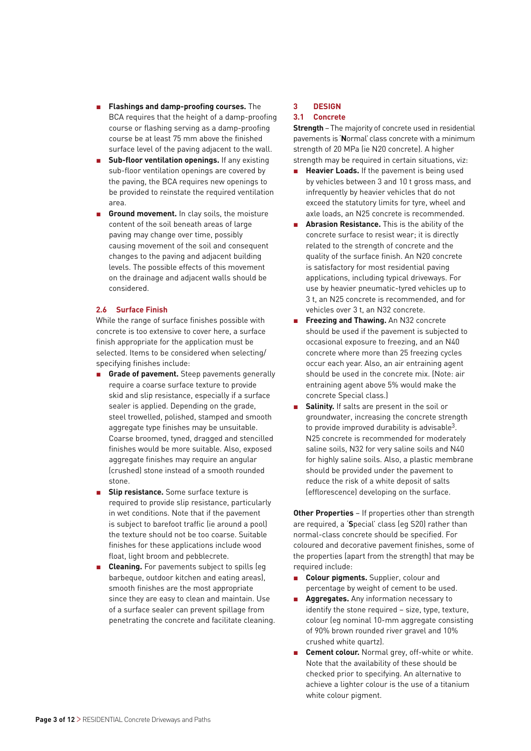- **Flashings and damp-proofing courses.** The BCA requires that the height of a damp-proofing course or flashing serving as a damp-proofing course be at least 75 mm above the finished surface level of the paving adjacent to the wall.
- **Sub-floor ventilation openings.** If any existing sub-floor ventilation openings are covered by the paving, the BCA requires new openings to be provided to reinstate the required ventilation area.
- **Ground movement.** In clay soils, the moisture content of the soil beneath areas of large paving may change over time, possibly causing movement of the soil and consequent changes to the paving and adjacent building levels. The possible effects of this movement on the drainage and adjacent walls should be considered.

### 2.6 Surface Finish

While the range of surface finishes possible with concrete is too extensive to cover here, a surface finish appropriate for the application must be selected. Items to be considered when selecting/specifying finishes include:

- **Grade of pavement.** Steep pavements generally require a coarse surface texture to provide skid and slip resistance, especially if a surface sealer is applied. Depending on the grade, steel trowelled, polished, stamped and smooth aggregate type finishes may be unsuitable. Coarse broomed, tyned, dragged and stencilled finishes would be more suitable. Also, exposed aggregate finishes may require an angular (crushed) stone instead of a smooth rounded stone.
- **Slip resistance.** Some surface texture is required to provide slip resistance, particularly in wet conditions. Note that if the pavement is subject to barefoot traffic (ie around a pool) the texture should not be too coarse. Suitable finishes for these applications include wood float, light broom and pebblecrete.
- **Cleaning.** For pavements subject to spills (eg barbeque, outdoor kitchen and eating areas), smooth finishes are the most appropriate since they are easy to clean and maintain. Use of a surface sealer can prevent spillage from penetrating the concrete and facilitate cleaning.

## 3 DESIGN

### 3.1 Concrete

**Strength** – The majority of concrete used in residential pavements is '**N**ormal' class concrete with a minimum strength of 20 MPa (ie N20 concrete). A higher strength may be required in certain situations, viz:

- **Heavier Loads.** If the pavement is being used by vehicles between 3 and 10 t gross mass, and infrequently by heavier vehicles that do not exceed the statutory limits for tyre, wheel and axle loads, an N25 concrete is recommended.
- **Abrasion Resistance.** This is the ability of the concrete surface to resist wear; it is directly related to the strength of concrete and the quality of the surface finish. An N20 concrete is satisfactory for most residential paving applications, including typical driveways. For use by heavier pneumatic-tyred vehicles up to 3 t, an N25 concrete is recommended, and for vehicles over 3 t, an N32 concrete.
- **Freezing and Thawing.** An N32 concrete should be used if the pavement is subjected to occasional exposure to freezing, and an N40 concrete where more than 25 freezing cycles occur each year. Also, an air entraining agent should be used in the concrete mix. (Note: air entraining agent above 5% would make the concrete Special class.)
- **Salinity.** If salts are present in the soil or groundwater, increasing the concrete strength to provide improved durability is advisable[3]. N25 concrete is recommended for moderately saline soils, N32 for very saline soils and N40 for highly saline soils. Also, a plastic membrane should be provided under the pavement to reduce the risk of a white deposit of salts (efflorescence) developing on the surface.

**Other Properties** – If properties other than strength are required, a '**S**pecial' class (eg S20) rather than normal-class concrete should be specified. For coloured and decorative pavement finishes, some of the properties (apart from the strength) that may be required include:

- **Colour pigments.** Supplier, colour and percentage by weight of cement to be used.
- **Aggregates.** Any information necessary to identify the stone required – size, type, texture, colour (eg nominal 10-mm aggregate consisting of 90% brown rounded river gravel and 10% crushed white quartz).
- **Cement colour.** Normal grey, off-white or white. Note that the availability of these should be checked prior to specifying. An alternative to achieve a lighter colour is the use of a titanium white colour pigment.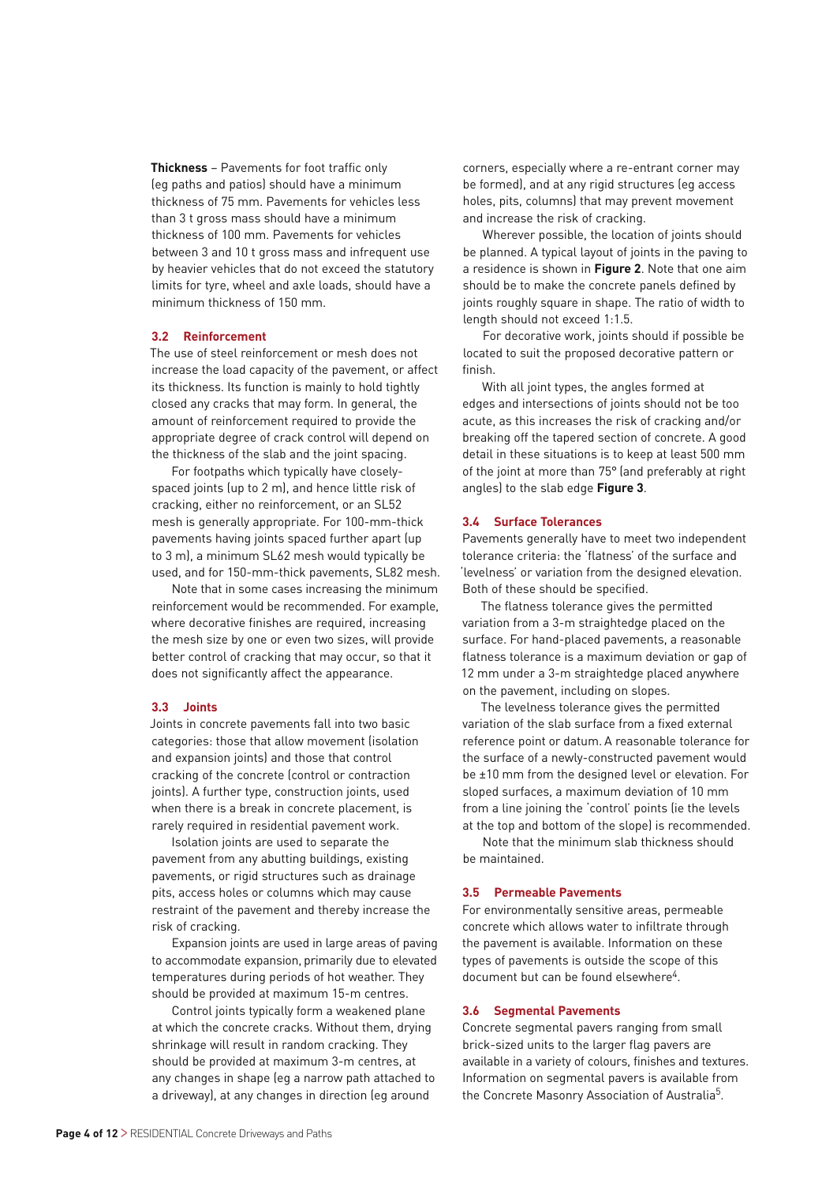**Thickness** – Pavements for foot traffic only (eg paths and patios) should have a minimum thickness of 75 mm. Pavements for vehicles less than 3 t gross mass should have a minimum thickness of 100 mm. Pavements for vehicles between 3 and 10 t gross mass and infrequent use by heavier vehicles that do not exceed the statutory limits for tyre, wheel and axle loads, should have a minimum thickness of 150 mm.

### 3.2 Reinforcement

The use of steel reinforcement or mesh does not increase the load capacity of the pavement, or affect its thickness. Its function is mainly to hold tightly closed any cracks that may form. In general, the amount of reinforcement required to provide the appropriate degree of crack control will depend on the thickness of the slab and the joint spacing.

For footpaths which typically have closely-spaced joints (up to 2 m), and hence little risk of cracking, either no reinforcement, or an SL52 mesh is generally appropriate. For 100-mm-thick pavements having joints spaced further apart (up to 3 m), a minimum SL62 mesh would typically be used, and for 150-mm-thick pavements, SL82 mesh.

Note that in some cases increasing the minimum reinforcement would be recommended. For example, where decorative finishes are required, increasing the mesh size by one or even two sizes, will provide better control of cracking that may occur, so that it does not significantly affect the appearance.

### 3.3 Joints

Joints in concrete pavements fall into two basic categories: those that allow movement (isolation and expansion joints) and those that control cracking of the concrete (control or contraction joints). A further type, construction joints, used when there is a break in concrete placement, is rarely required in residential pavement work.

Isolation joints are used to separate the pavement from any abutting buildings, existing pavements, or rigid structures such as drainage pits, access holes or columns which may cause restraint of the pavement and thereby increase the risk of cracking.

Expansion joints are used in large areas of paving to accommodate expansion, primarily due to elevated temperatures during periods of hot weather. They should be provided at maximum 15-m centres.

Control joints typically form a weakened plane at which the concrete cracks. Without them, drying shrinkage will result in random cracking. They should be provided at maximum 3-m centres, at any changes in shape (eg a narrow path attached to a driveway), at any changes in direction (eg around corners, especially where a re-entrant corner may be formed), and at any rigid structures (eg access holes, pits, columns) that may prevent movement and increase the risk of cracking.

Wherever possible, the location of joints should be planned. A typical layout of joints in the paving to a residence is shown in **Figure 2**. Note that one aim should be to make the concrete panels defined by joints roughly square in shape. The ratio of width to length should not exceed 1:1.5.

For decorative work, joints should if possible be located to suit the proposed decorative pattern or finish.

With all joint types, the angles formed at edges and intersections of joints should not be too acute, as this increases the risk of cracking and/or breaking off the tapered section of concrete. A good detail in these situations is to keep at least 500 mm of the joint at more than 75° (and preferably at right angles) to the slab edge **Figure 3**.

### 3.4 Surface Tolerances

Pavements generally have to meet two independent tolerance criteria: the 'flatness' of the surface and 'levelness' or variation from the designed elevation. Both of these should be specified.

The flatness tolerance gives the permitted variation from a 3-m straightedge placed on the surface. For hand-placed pavements, a reasonable flatness tolerance is a maximum deviation or gap of 12 mm under a 3-m straightedge placed anywhere on the pavement, including on slopes.

The levelness tolerance gives the permitted variation of the slab surface from a fixed external reference point or datum. A reasonable tolerance for the surface of a newly-constructed pavement would be ±10 mm from the designed level or elevation. For sloped surfaces, a maximum deviation of 10 mm from a line joining the 'control' points (ie the levels at the top and bottom of the slope) is recommended.

Note that the minimum slab thickness should be maintained.

### 3.5 Permeable Pavements

For environmentally sensitive areas, permeable concrete which allows water to infiltrate through the pavement is available. Information on these types of pavements is outside the scope of this document but can be found elsewhere[4].

### 3.6 Segmental Pavements

Concrete segmental pavers ranging from small brick-sized units to the larger flag pavers are available in a variety of colours, finishes and textures. Information on segmental pavers is available from the Concrete Masonry Association of Australia[5].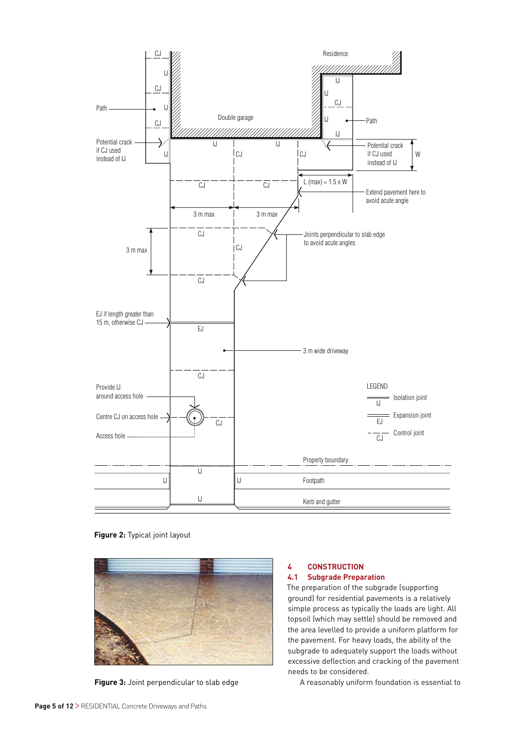CJ

IJ

CJ

IJ

CJ

IJ

Residence

IJ

IJ

CJ

IJ

IJ

Path

Path

Double garage

Potential crack if CJ used instead of IJ

IJ

CJ

IJ

CJ

Potential crack if CJ used instead of IJ

W

CJ

CJ

L (max) = 1.5 x W

Extend pavement here to avoid acute angle

3 m max

3 m max

CJ

CJ

Joints perpendicular to slab edge to avoid acute angles

3 m max

CJ

EJ if length greater than 15 m, otherwise CJ

EJ

3 m wide driveway

CJ

LEGEND

Provide IJ around access hole

Isolation joint IJ

Centre CJ on access hole

Expansion joint EJ

CJ

Access hole

Control joint CJ

Property boundary

IJ

IJ

IJ

Footpath

IJ

Kerb and gutter

**Figure 2:** Typical joint layout

**Figure 3:** Joint perpendicular to slab edge

## 4 CONSTRUCTION

### 4.1 Subgrade Preparation

The preparation of the subgrade (supporting ground) for residential pavements is a relatively simple process as typically the loads are light. All topsoil (which may settle) should be removed and the area levelled to provide a uniform platform for the pavement. For heavy loads, the ability of the subgrade to adequately support the loads without excessive deflection and cracking of the pavement needs to be considered.

A reasonably uniform foundation is essential to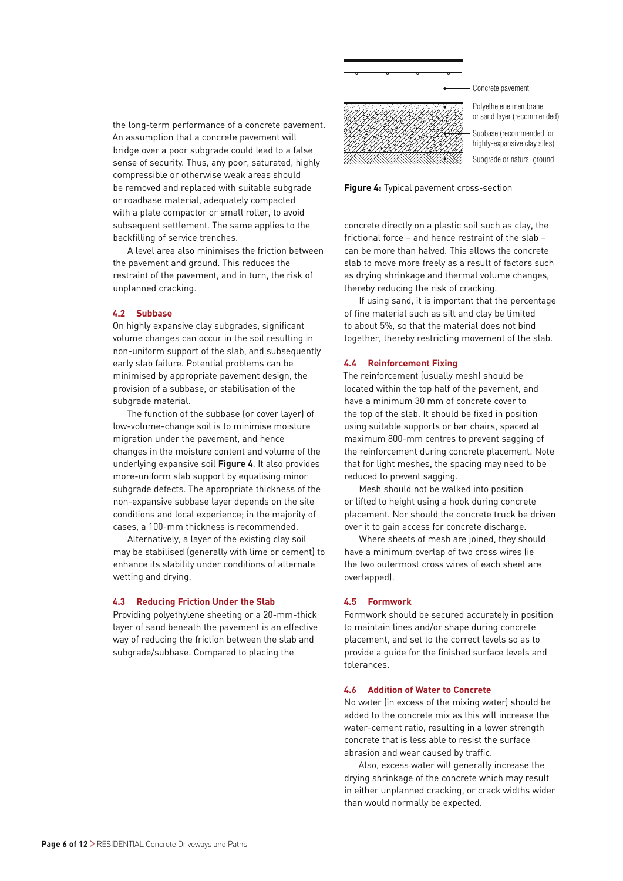the long-term performance of a concrete pavement. An assumption that a concrete pavement will bridge over a poor subgrade could lead to a false sense of security. Thus, any poor, saturated, highly compressible or otherwise weak areas should be removed and replaced with suitable subgrade or roadbase material, adequately compacted with a plate compactor or small roller, to avoid subsequent settlement. The same applies to the backfilling of service trenches.

A level area also minimises the friction between the pavement and ground. This reduces the restraint of the pavement, and in turn, the risk of unplanned cracking.

### 4.2 Subbase

On highly expansive clay subgrades, significant volume changes can occur in the soil resulting in non-uniform support of the slab, and subsequently early slab failure. Potential problems can be minimised by appropriate pavement design, the provision of a subbase, or stabilisation of the subgrade material.

The function of the subbase (or cover layer) of low-volume-change soil is to minimise moisture migration under the pavement, and hence changes in the moisture content and volume of the underlying expansive soil **Figure 4**. It also provides more-uniform slab support by equalising minor subgrade defects. The appropriate thickness of the non-expansive subbase layer depends on the site conditions and local experience; in the majority of cases, a 100-mm thickness is recommended.

Alternatively, a layer of the existing clay soil may be stabilised (generally with lime or cement) to enhance its stability under conditions of alternate wetting and drying.

### 4.3 Reducing Friction Under the Slab

Providing polyethylene sheeting or a 20-mm-thick layer of sand beneath the pavement is an effective way of reducing the friction between the slab and subgrade/subbase. Compared to placing the concrete directly on a plastic soil such as clay, the frictional force – and hence restraint of the slab – can be more than halved. This allows the concrete slab to move more freely as a result of factors such as drying shrinkage and thermal volume changes, thereby reducing the risk of cracking.

Concrete pavement

Polyethylene membrane or sand layer (recommended)

Subbase (recommended for highly-expansive clay sites)

Subgrade or natural ground

**Figure 4:** Typical pavement cross-section

If using sand, it is important that the percentage of fine material such as silt and clay be limited to about 5%, so that the material does not bind together, thereby restricting movement of the slab.

### 4.4 Reinforcement Fixing

The reinforcement (usually mesh) should be located within the top half of the pavement, and have a minimum 30 mm of concrete cover to the top of the slab. It should be fixed in position using suitable supports or bar chairs, spaced at maximum 800-mm centres to prevent sagging of the reinforcement during concrete placement. Note that for light meshes, the spacing may need to be reduced to prevent sagging.

Mesh should not be walked into position or lifted to height using a hook during concrete placement. Nor should the concrete truck be driven over it to gain access for concrete discharge.

Where sheets of mesh are joined, they should have a minimum overlap of two cross wires (ie the two outermost cross wires of each sheet are overlapped).

### 4.5 Formwork

Formwork should be secured accurately in position to maintain lines and/or shape during concrete placement, and set to the correct levels so as to provide a guide for the finished surface levels and tolerances.

### 4.6 Addition of Water to Concrete

No water (in excess of the mixing water) should be added to the concrete mix as this will increase the water-cement ratio, resulting in a lower strength concrete that is less able to resist the surface abrasion and wear caused by traffic.

Also, excess water will generally increase the drying shrinkage of the concrete which may result in either unplanned cracking, or crack widths wider than would normally be expected.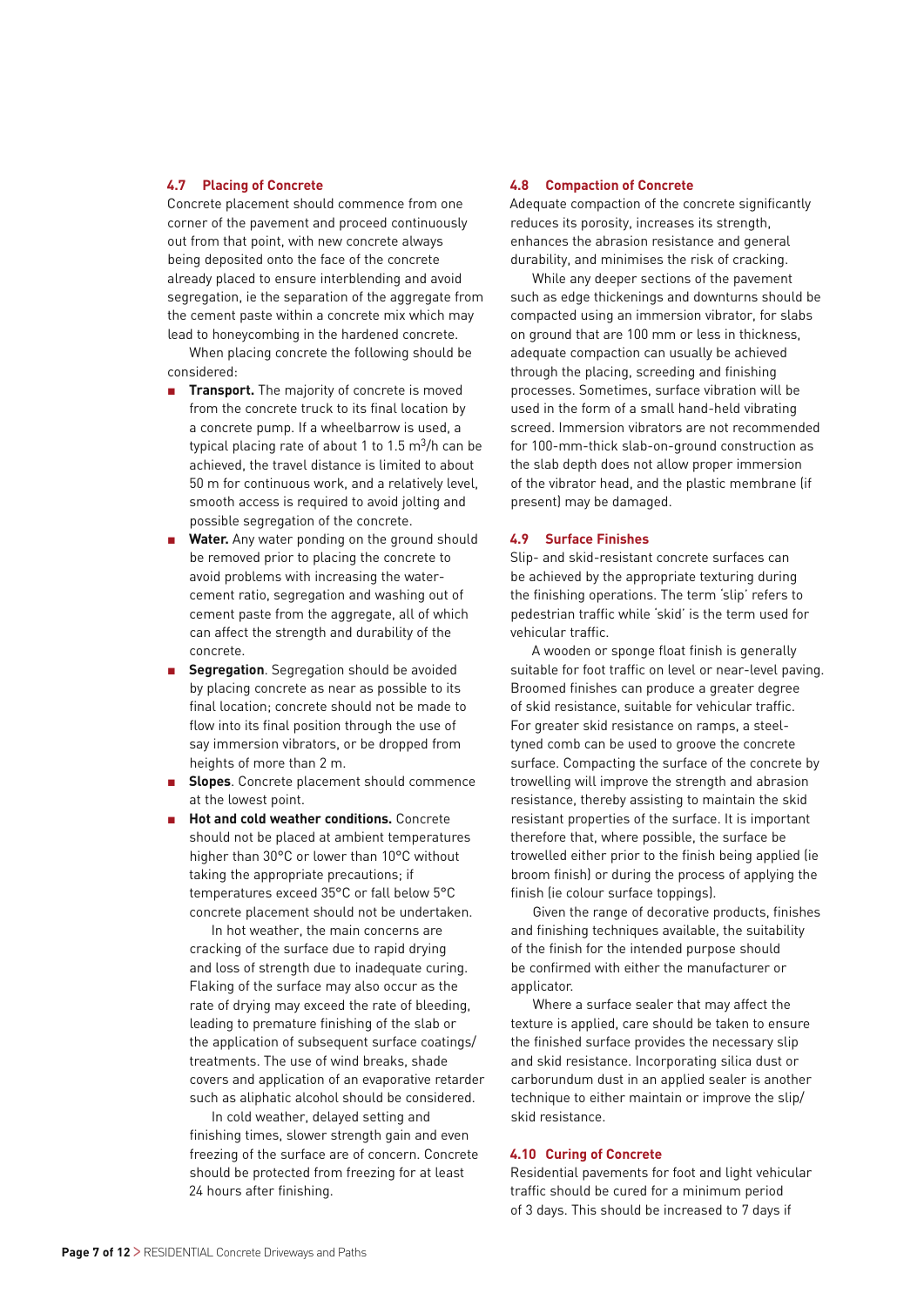## 4.7 Placing of Concrete

Concrete placement should commence from one corner of the pavement and proceed continuously out from that point, with new concrete always being deposited onto the face of the concrete already placed to ensure interblending and avoid segregation, ie the separation of the aggregate from the cement paste within a concrete mix which may lead to honeycombing in the hardened concrete.

When placing concrete the following should be considered:

- **Transport.** The majority of concrete is moved from the concrete truck to its final location by a concrete pump. If a wheelbarrow is used, a typical placing rate of about 1 to 1.5 $m^3$/h can be achieved, the travel distance is limited to about 50 m for continuous work, and a relatively level, smooth access is required to avoid jolting and possible segregation of the concrete.
- **Water.** Any water ponding on the ground should be removed prior to placing the concrete to avoid problems with increasing the water-cement ratio, segregation and washing out of cement paste from the aggregate, all of which can affect the strength and durability of the concrete.
- **Segregation**. Segregation should be avoided by placing concrete as near as possible to its final location; concrete should not be made to flow into its final position through the use of say immersion vibrators, or be dropped from heights of more than 2 m.
- **Slopes**. Concrete placement should commence at the lowest point.
- **Hot and cold weather conditions.** Concrete should not be placed at ambient temperatures higher than 30°C or lower than 10°C without taking the appropriate precautions; if temperatures exceed 35°C or fall below 5°C concrete placement should not be undertaken.

  In hot weather, the main concerns are cracking of the surface due to rapid drying and loss of strength due to inadequate curing. Flaking of the surface may also occur as the rate of drying may exceed the rate of bleeding, leading to premature finishing of the slab or the application of subsequent surface coatings/treatments. The use of wind breaks, shade covers and application of an evaporative retarder such as aliphatic alcohol should be considered.

  In cold weather, delayed setting and finishing times, slower strength gain and even freezing of the surface are of concern. Concrete should be protected from freezing for at least 24 hours after finishing.

## 4.8 Compaction of Concrete

Adequate compaction of the concrete significantly reduces its porosity, increases its strength, enhances the abrasion resistance and general durability, and minimises the risk of cracking.

While any deeper sections of the pavement such as edge thickenings and downturns should be compacted using an immersion vibrator, for slabs on ground that are 100 mm or less in thickness, adequate compaction can usually be achieved through the placing, screeding and finishing processes. Sometimes, surface vibration will be used in the form of a small hand-held vibrating screed. Immersion vibrators are not recommended for 100-mm-thick slab-on-ground construction as the slab depth does not allow proper immersion of the vibrator head, and the plastic membrane (if present) may be damaged.

## 4.9 Surface Finishes

Slip- and skid-resistant concrete surfaces can be achieved by the appropriate texturing during the finishing operations. The term 'slip' refers to pedestrian traffic while 'skid' is the term used for vehicular traffic.

A wooden or sponge float finish is generally suitable for foot traffic on level or near-level paving. Broomed finishes can produce a greater degree of skid resistance, suitable for vehicular traffic. For greater skid resistance on ramps, a steel-tyned comb can be used to groove the concrete surface. Compacting the surface of the concrete by trowelling will improve the strength and abrasion resistance, thereby assisting to maintain the skid resistant properties of the surface. It is important therefore that, where possible, the surface be trowelled either prior to the finish being applied (ie broom finish) or during the process of applying the finish (ie colour surface toppings).

Given the range of decorative products, finishes and finishing techniques available, the suitability of the finish for the intended purpose should be confirmed with either the manufacturer or applicator.

Where a surface sealer that may affect the texture is applied, care should be taken to ensure the finished surface provides the necessary slip and skid resistance. Incorporating silica dust or carborundum dust in an applied sealer is another technique to either maintain or improve the slip/skid resistance.

## 4.10 Curing of Concrete

Residential pavements for foot and light vehicular traffic should be cured for a minimum period of 3 days. This should be increased to 7 days if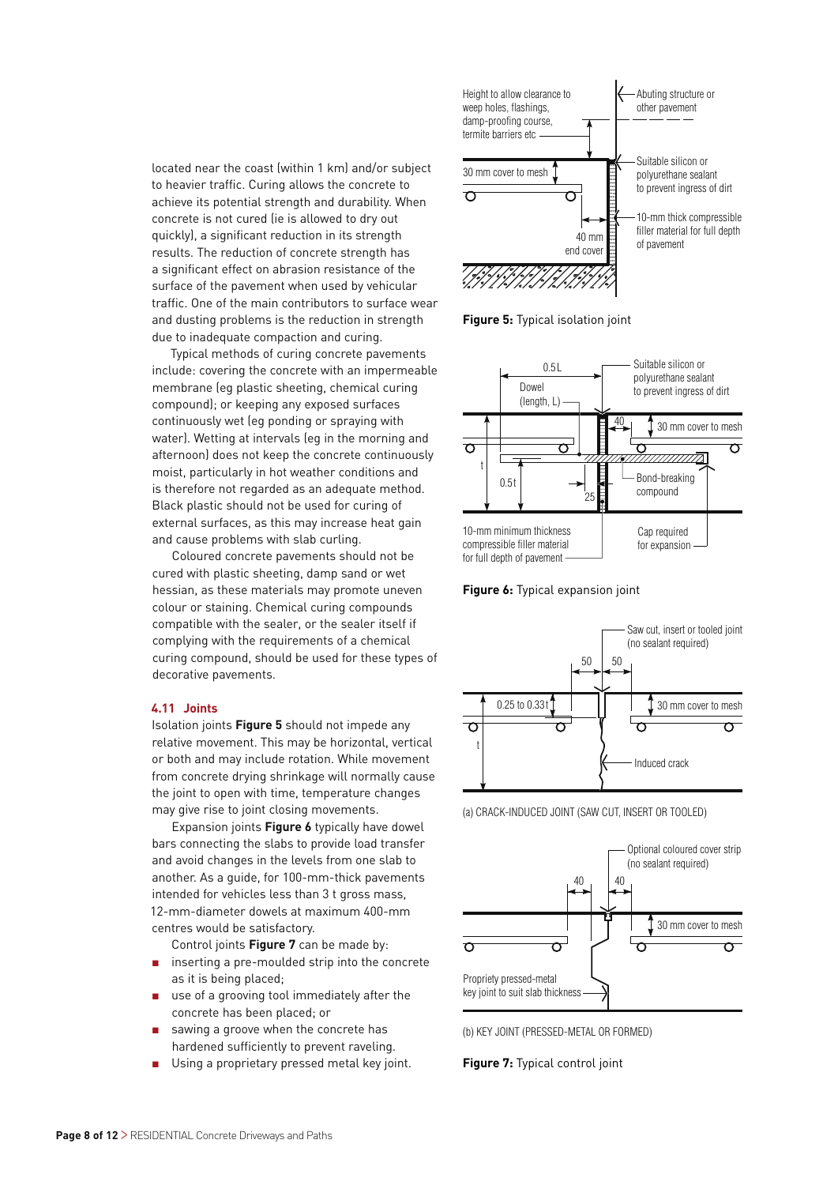located near the coast (within 1 km) and/or subject to heavier traffic. Curing allows the concrete to achieve its potential strength and durability. When concrete is not cured (ie is allowed to dry out quickly), a significant reduction in its strength results. The reduction of concrete strength has a significant effect on abrasion resistance of the surface of the pavement when used by vehicular traffic. One of the main contributors to surface wear and dusting problems is the reduction in strength due to inadequate compaction and curing.

Typical methods of curing concrete pavements include: covering the concrete with an impermeable membrane (eg plastic sheeting, chemical curing compound); or keeping any exposed surfaces continuously wet (eg ponding or spraying with water). Wetting at intervals (eg in the morning and afternoon) does not keep the concrete continuously moist, particularly in hot weather conditions and is therefore not regarded as an adequate method. Black plastic should not be used for curing of external surfaces, as this may increase heat gain and cause problems with slab curling.

Coloured concrete pavements should not be cured with plastic sheeting, damp sand or wet hessian, as these materials may promote uneven colour or staining. Chemical curing compounds compatible with the sealer, or the sealer itself if complying with the requirements of a chemical curing compound, should be used for these types of decorative pavements.

## 4.11 Joints

Isolation joints **Figure 5** should not impede any relative movement. This may be horizontal, vertical or both and may include rotation. While movement from concrete drying shrinkage will normally cause the joint to open with time, temperature changes may give rise to joint closing movements.

Expansion joints **Figure 6** typically have dowel bars connecting the slabs to provide load transfer and avoid changes in the levels from one slab to another. As a guide, for 100-mm-thick pavements intended for vehicles less than 3 t gross mass, 12-mm-diameter dowels at maximum 400-mm centres would be satisfactory.

Control joints **Figure 7** can be made by:

- inserting a pre-moulded strip into the concrete as it is being placed;
- use of a grooving tool immediately after the concrete has been placed; or
- sawing a groove when the concrete has hardened sufficiently to prevent raveling.
- Using a proprietary pressed metal key joint.

Height to allow clearance to weep holes, flashings, damp-proofing course, termite barriers etc
Abuting structure or other pavement
30 mm cover to mesh
Suitable silicon or polyurethane sealant to prevent ingress of dirt
10-mm thick compressible filler material for full depth of pavement
40 mm end cover

**Figure 5:** Typical isolation joint

0.5L
Dowel (length, L)
Suitable silicon or polyurethane sealant to prevent ingress of dirt
40
30 mm cover to mesh
t
0.5t
25
Bond-breaking compound
10-mm minimum thickness compressible filler material for full depth of pavement
Cap required for expansion

**Figure 6:** Typical expansion joint

Saw cut, insert or tooled joint (no sealant required)
50
50
0.25 to 0.33t
30 mm cover to mesh
t
Induced crack

(a) CRACK-INDUCED JOINT (SAW CUT, INSERT OR TOOLED)

Optional coloured cover strip (no sealant required)
40
40
30 mm cover to mesh
Propriety pressed-metal key joint to suit slab thickness

(b) KEY JOINT (PRESSED-METAL OR FORMED)

**Figure 7:** Typical control joint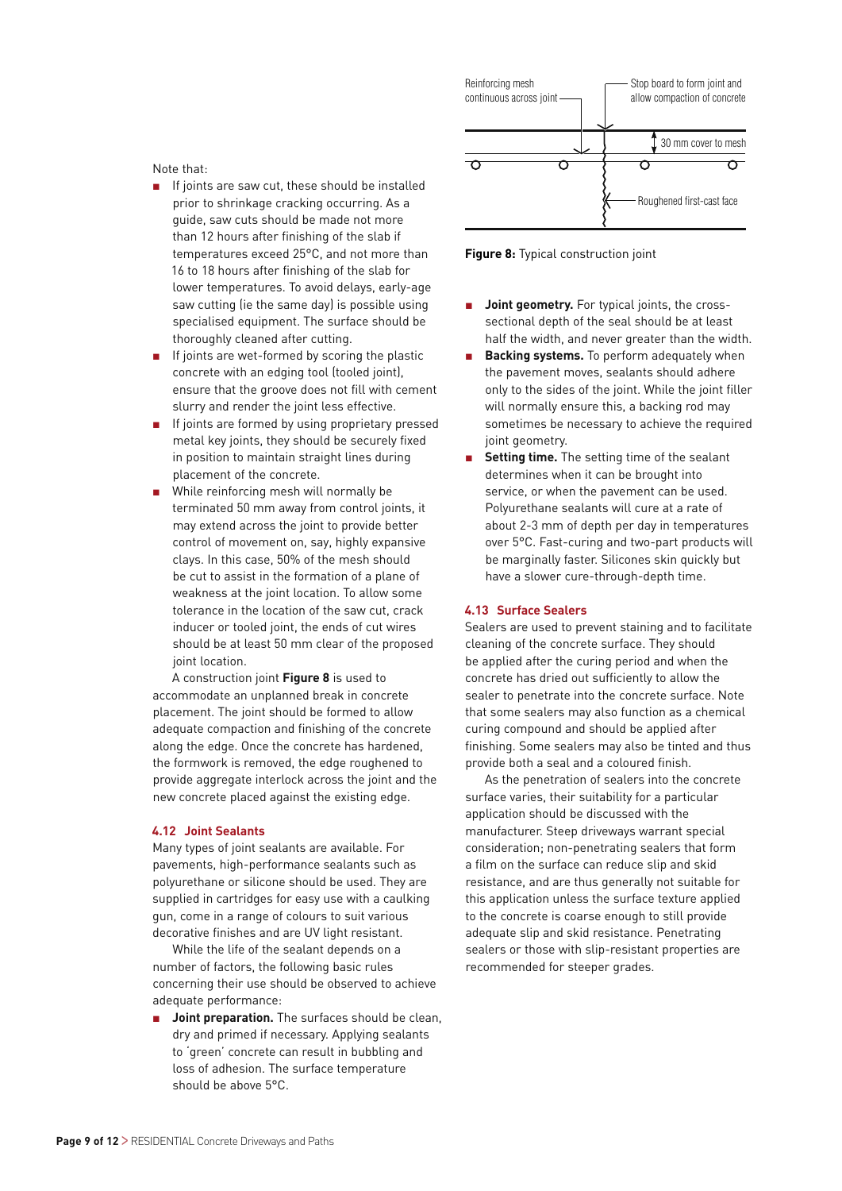Note that:

- If joints are saw cut, these should be installed prior to shrinkage cracking occurring. As a guide, saw cuts should be made not more than 12 hours after finishing of the slab if temperatures exceed 25°C, and not more than 16 to 18 hours after finishing of the slab for lower temperatures. To avoid delays, early-age saw cutting (ie the same day) is possible using specialised equipment. The surface should be thoroughly cleaned after cutting.
- If joints are wet-formed by scoring the plastic concrete with an edging tool (tooled joint), ensure that the groove does not fill with cement slurry and render the joint less effective.
- If joints are formed by using proprietary pressed metal key joints, they should be securely fixed in position to maintain straight lines during placement of the concrete.
- While reinforcing mesh will normally be terminated 50 mm away from control joints, it may extend across the joint to provide better control of movement on, say, highly expansive clays. In this case, 50% of the mesh should be cut to assist in the formation of a plane of weakness at the joint location. To allow some tolerance in the location of the saw cut, crack inducer or tooled joint, the ends of cut wires should be at least 50 mm clear of the proposed joint location.

A construction joint **Figure 8** is used to accommodate an unplanned break in concrete placement. The joint should be formed to allow adequate compaction and finishing of the concrete along the edge. Once the concrete has hardened, the formwork is removed, the edge roughened to provide aggregate interlock across the joint and the new concrete placed against the existing edge.

Reinforcing mesh continuous across joint

Stop board to form joint and allow compaction of concrete

30 mm cover to mesh

Roughened first-cast face

**Figure 8:** Typical construction joint

## 4.12 Joint Sealants

Many types of joint sealants are available. For pavements, high-performance sealants such as polyurethane or silicone should be used. They are supplied in cartridges for easy use with a caulking gun, come in a range of colours to suit various decorative finishes and are UV light resistant.

While the life of the sealant depends on a number of factors, the following basic rules concerning their use should be observed to achieve adequate performance:

- **Joint preparation.** The surfaces should be clean, dry and primed if necessary. Applying sealants to 'green' concrete can result in bubbling and loss of adhesion. The surface temperature should be above 5°C.
- **Joint geometry.** For typical joints, the cross-sectional depth of the seal should be at least half the width, and never greater than the width.
- **Backing systems.** To perform adequately when the pavement moves, sealants should adhere only to the sides of the joint. While the joint filler will normally ensure this, a backing rod may sometimes be necessary to achieve the required joint geometry.
- **Setting time.** The setting time of the sealant determines when it can be brought into service, or when the pavement can be used. Polyurethane sealants will cure at a rate of about 2-3 mm of depth per day in temperatures over 5°C. Fast-curing and two-part products will be marginally faster. Silicones skin quickly but have a slower cure-through-depth time.

## 4.13 Surface Sealers

Sealers are used to prevent staining and to facilitate cleaning of the concrete surface. They should be applied after the curing period and when the concrete has dried out sufficiently to allow the sealer to penetrate into the concrete surface. Note that some sealers may also function as a chemical curing compound and should be applied after finishing. Some sealers may also be tinted and thus provide both a seal and a coloured finish.

As the penetration of sealers into the concrete surface varies, their suitability for a particular application should be discussed with the manufacturer. Steep driveways warrant special consideration; non-penetrating sealers that form a film on the surface can reduce slip and skid resistance, and are thus generally not suitable for this application unless the surface texture applied to the concrete is coarse enough to still provide adequate slip and skid resistance. Penetrating sealers or those with slip-resistant properties are recommended for steeper grades.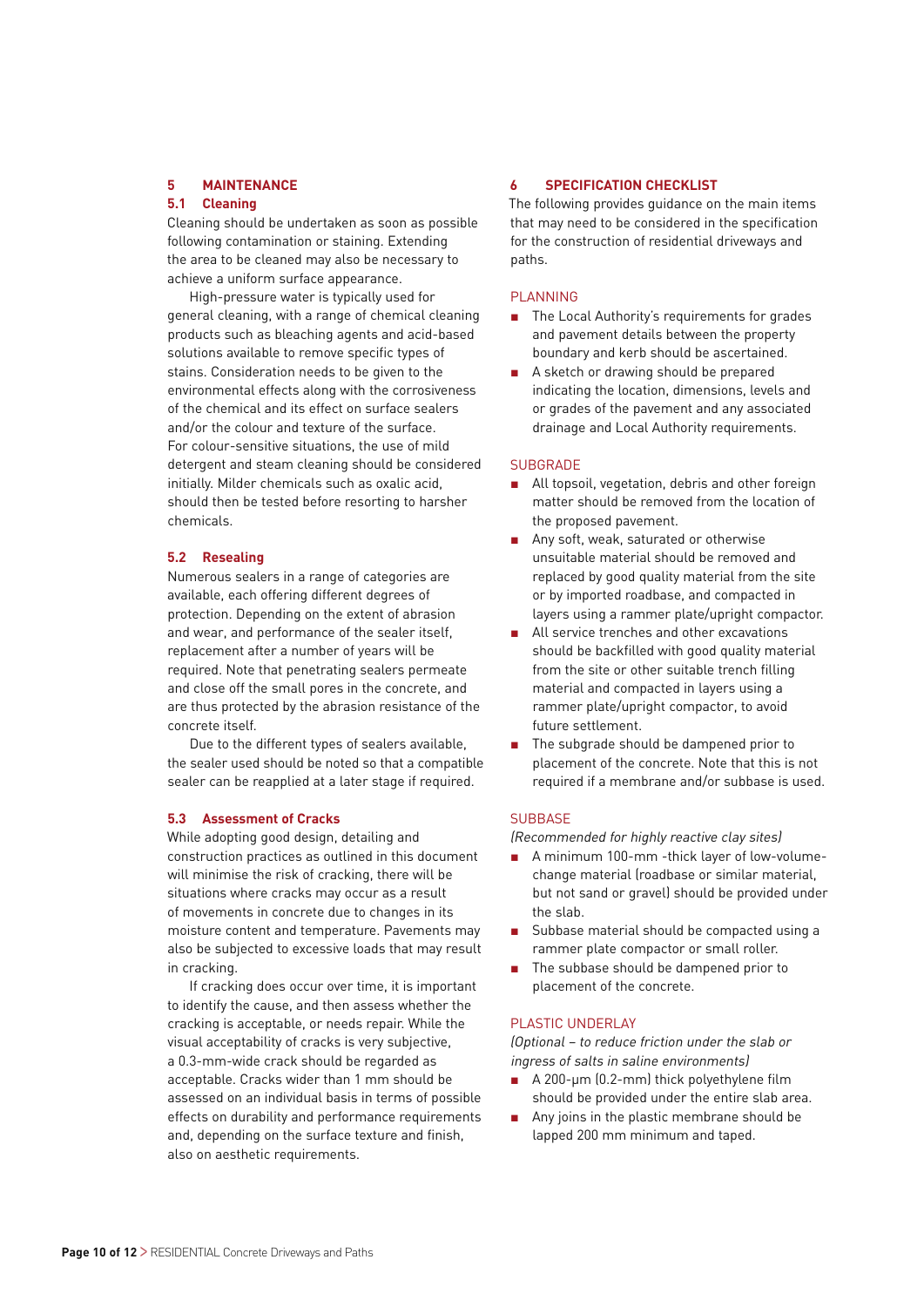## 5 MAINTENANCE

### 5.1 Cleaning

Cleaning should be undertaken as soon as possible following contamination or staining. Extending the area to be cleaned may also be necessary to achieve a uniform surface appearance.

High-pressure water is typically used for general cleaning, with a range of chemical cleaning products such as bleaching agents and acid-based solutions available to remove specific types of stains. Consideration needs to be given to the environmental effects along with the corrosiveness of the chemical and its effect on surface sealers and/or the colour and texture of the surface. For colour-sensitive situations, the use of mild detergent and steam cleaning should be considered initially. Milder chemicals such as oxalic acid, should then be tested before resorting to harsher chemicals.

### 5.2 Resealing

Numerous sealers in a range of categories are available, each offering different degrees of protection. Depending on the extent of abrasion and wear, and performance of the sealer itself, replacement after a number of years will be required. Note that penetrating sealers permeate and close off the small pores in the concrete, and are thus protected by the abrasion resistance of the concrete itself.

Due to the different types of sealers available, the sealer used should be noted so that a compatible sealer can be reapplied at a later stage if required.

### 5.3 Assessment of Cracks

While adopting good design, detailing and construction practices as outlined in this document will minimise the risk of cracking, there will be situations where cracks may occur as a result of movements in concrete due to changes in its moisture content and temperature. Pavements may also be subjected to excessive loads that may result in cracking.

If cracking does occur over time, it is important to identify the cause, and then assess whether the cracking is acceptable, or needs repair. While the visual acceptability of cracks is very subjective, a 0.3-mm-wide crack should be regarded as acceptable. Cracks wider than 1 mm should be assessed on an individual basis in terms of possible effects on durability and performance requirements and, depending on the surface texture and finish, also on aesthetic requirements.

## 6 SPECIFICATION CHECKLIST

The following provides guidance on the main items that may need to be considered in the specification for the construction of residential driveways and paths.

### PLANNING

- The Local Authority's requirements for grades and pavement details between the property boundary and kerb should be ascertained.
- A sketch or drawing should be prepared indicating the location, dimensions, levels and or grades of the pavement and any associated drainage and Local Authority requirements.

### SUBGRADE

- All topsoil, vegetation, debris and other foreign matter should be removed from the location of the proposed pavement.
- Any soft, weak, saturated or otherwise unsuitable material should be removed and replaced by good quality material from the site or by imported roadbase, and compacted in layers using a rammer plate/upright compactor.
- All service trenches and other excavations should be backfilled with good quality material from the site or other suitable trench filling material and compacted in layers using a rammer plate/upright compactor, to avoid future settlement.
- The subgrade should be dampened prior to placement of the concrete. Note that this is not required if a membrane and/or subbase is used.

### SUBBASE

*(Recommended for highly reactive clay sites)*

- A minimum 100-mm -thick layer of low-volume-change material (roadbase or similar material, but not sand or gravel) should be provided under the slab.
- Subbase material should be compacted using a rammer plate compactor or small roller.
- The subbase should be dampened prior to placement of the concrete.

### PLASTIC UNDERLAY

*(Optional – to reduce friction under the slab or ingress of salts in saline environments)*

- A 200-μm (0.2-mm) thick polyethylene film should be provided under the entire slab area.
- Any joins in the plastic membrane should be lapped 200 mm minimum and taped.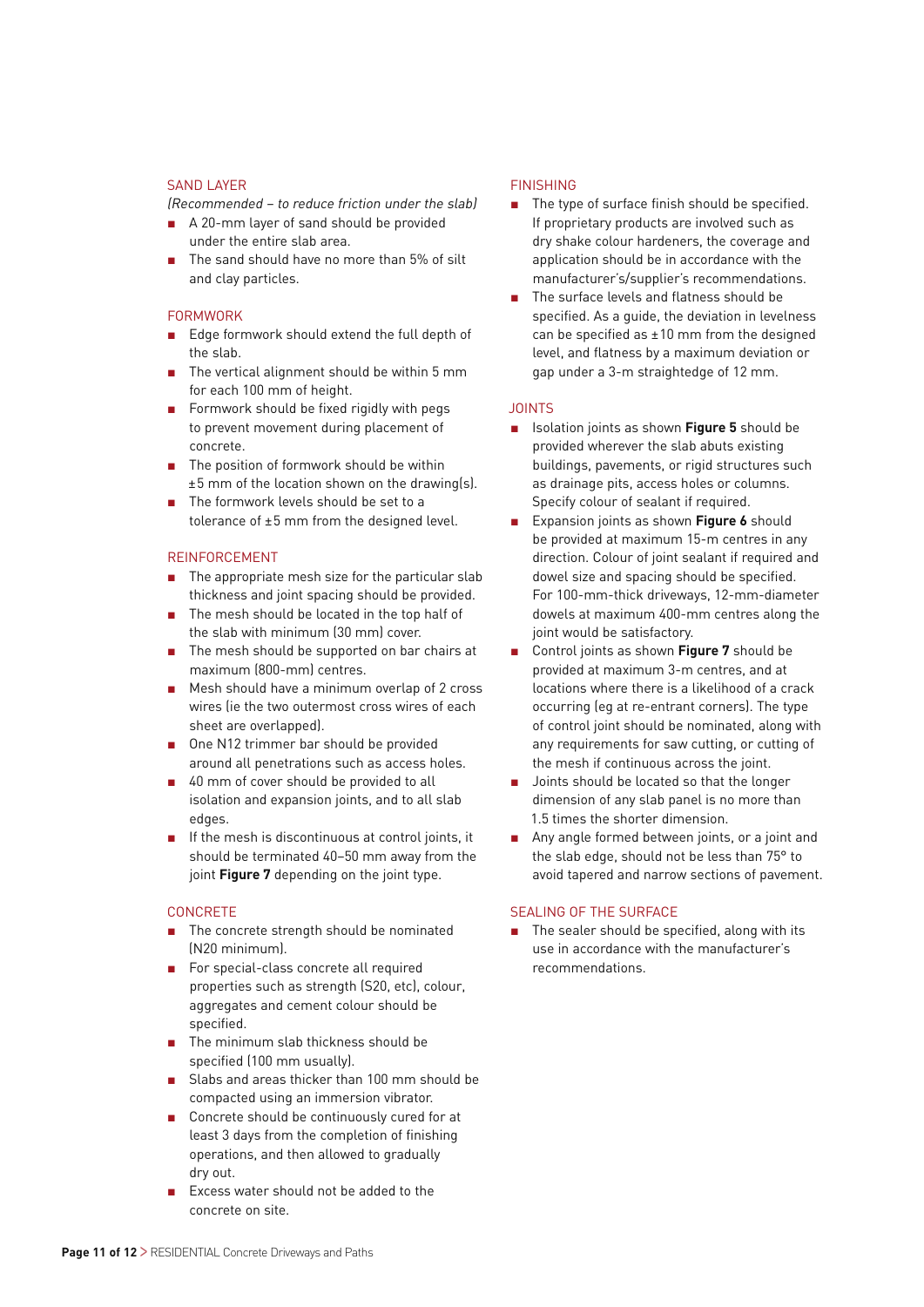## SAND LAYER

*(Recommended – to reduce friction under the slab)*

- A 20-mm layer of sand should be provided under the entire slab area.
- The sand should have no more than 5% of silt and clay particles.

## FORMWORK

- Edge formwork should extend the full depth of the slab.
- The vertical alignment should be within 5 mm for each 100 mm of height.
- Formwork should be fixed rigidly with pegs to prevent movement during placement of concrete.
- The position of formwork should be within ±5 mm of the location shown on the drawing(s).
- The formwork levels should be set to a tolerance of ±5 mm from the designed level.

## REINFORCEMENT

- The appropriate mesh size for the particular slab thickness and joint spacing should be provided.
- The mesh should be located in the top half of the slab with minimum (30 mm) cover.
- The mesh should be supported on bar chairs at maximum (800-mm) centres.
- Mesh should have a minimum overlap of 2 cross wires (ie the two outermost cross wires of each sheet are overlapped).
- One N12 trimmer bar should be provided around all penetrations such as access holes.
- 40 mm of cover should be provided to all isolation and expansion joints, and to all slab edges.
- If the mesh is discontinuous at control joints, it should be terminated 40–50 mm away from the joint **Figure 7** depending on the joint type.

## CONCRETE

- The concrete strength should be nominated (N20 minimum).
- For special-class concrete all required properties such as strength (S20, etc), colour, aggregates and cement colour should be specified.
- The minimum slab thickness should be specified (100 mm usually).
- Slabs and areas thicker than 100 mm should be compacted using an immersion vibrator.
- Concrete should be continuously cured for at least 3 days from the completion of finishing operations, and then allowed to gradually dry out.
- Excess water should not be added to the concrete on site.

## FINISHING

- The type of surface finish should be specified. If proprietary products are involved such as dry shake colour hardeners, the coverage and application should be in accordance with the manufacturer's/supplier's recommendations.
- The surface levels and flatness should be specified. As a guide, the deviation in levelness can be specified as ±10 mm from the designed level, and flatness by a maximum deviation or gap under a 3-m straightedge of 12 mm.

## JOINTS

- Isolation joints as shown **Figure 5** should be provided wherever the slab abuts existing buildings, pavements, or rigid structures such as drainage pits, access holes or columns. Specify colour of sealant if required.
- Expansion joints as shown **Figure 6** should be provided at maximum 15-m centres in any direction. Colour of joint sealant if required and dowel size and spacing should be specified. For 100-mm-thick driveways, 12-mm-diameter dowels at maximum 400-mm centres along the joint would be satisfactory.
- Control joints as shown **Figure 7** should be provided at maximum 3-m centres, and at locations where there is a likelihood of a crack occurring (eg at re-entrant corners). The type of control joint should be nominated, along with any requirements for saw cutting, or cutting of the mesh if continuous across the joint.
- Joints should be located so that the longer dimension of any slab panel is no more than 1.5 times the shorter dimension.
- Any angle formed between joints, or a joint and the slab edge, should not be less than 75° to avoid tapered and narrow sections of pavement.

## SEALING OF THE SURFACE

- The sealer should be specified, along with its use in accordance with the manufacturer's recommendations.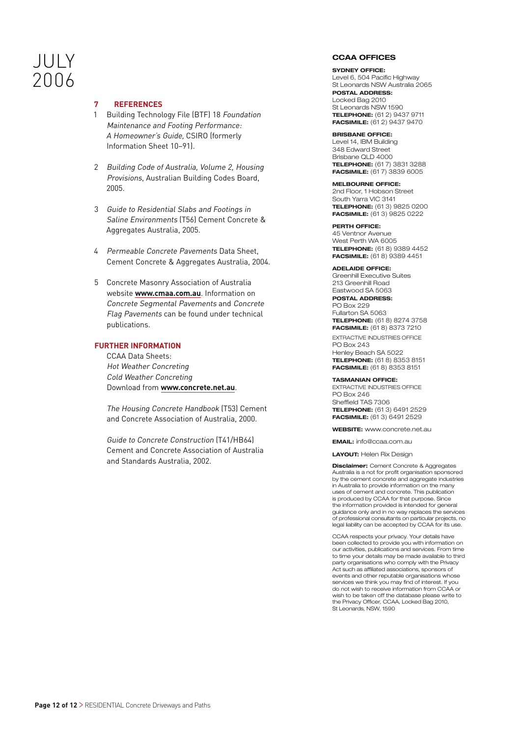JULY 2006

## 7 REFERENCES

1. Building Technology File (BTF) 18 *Foundation Maintenance and Footing Performance: A Homeowner's Guide,* CSIRO (formerly Information Sheet 10–91).

2. *Building Code of Australia, Volume 2, Housing Provisions*, Australian Building Codes Board, 2005.

3. *Guide to Residential Slabs and Footings in Saline Environments* (T56) Cement Concrete & Aggregates Australia, 2005.

4. *Permeable Concrete Pavements* Data Sheet, Cement Concrete & Aggregates Australia, 2004.

5. Concrete Masonry Association of Australia website **www.cmaa.com.au**. Information on *Concrete Segmental Pavements* and *Concrete Flag Pavements* can be found under technical publications.

## FURTHER INFORMATION

CCAA Data Sheets:
*Hot Weather Concreting*
*Cold Weather Concreting*
Download from **www.concrete.net.au**.

*The Housing Concrete Handbook* (T53) Cement and Concrete Association of Australia, 2000.

*Guide to Concrete Construction* (T41/HB64) Cement and Concrete Association of Australia and Standards Australia, 2002.

## CCAA OFFICES

**SYDNEY OFFICE:**
Level 6, 504 Pacific Highway
St Leonards NSW Australia 2065
**POSTAL ADDRESS:**
Locked Bag 2010
St Leonards NSW 1590
**TELEPHONE:** (61 2) 9437 9711
**FACSIMILE:** (61 2) 9437 9470

**BRISBANE OFFICE:**
Level 14, IBM Building
348 Edward Street
Brisbane QLD 4000
**TELEPHONE:** (61 7) 3831 3288
**FACSIMILE:** (61 7) 3839 6005

**MELBOURNE OFFICE:**
2nd Floor, 1 Hobson Street
South Yarra VIC 3141
**TELEPHONE:** (61 3) 9825 0200
**FACSIMILE:** (61 3) 9825 0222

**PERTH OFFICE:**
45 Ventnor Avenue
West Perth WA 6005
**TELEPHONE:** (61 8) 9389 4452
**FACSIMILE:** (61 8) 9389 4451

**ADELAIDE OFFICE:**
Greenhill Executive Suites
213 Greenhill Road
Eastwood SA 5063
**POSTAL ADDRESS:**
PO Box 229
Fullarton SA 5063
**TELEPHONE:** (61 8) 8274 3758
**FACSIMILE:** (61 8) 8373 7210

EXTRACTIVE INDUSTRIES OFFICE
PO Box 243
Henley Beach SA 5022
**TELEPHONE:** (61 8) 8353 8151
**FACSIMILE:** (61 8) 8353 8151

**TASMANIAN OFFICE:**
EXTRACTIVE INDUSTRIES OFFICE
PO Box 246
Sheffield TAS 7306
**TELEPHONE:** (61 3) 6491 2529
**FACSIMILE:** (61 3) 6491 2529

**WEBSITE:** www.concrete.net.au

**EMAIL:** info@ccaa.com.au

**LAYOUT:** Helen Rix Design

**Disclaimer:** Cement Concrete & Aggregates Australia is a not for profit organisation sponsored by the cement concrete and aggregate industries in Australia to provide information on the many uses of cement and concrete. This publication is produced by CCAA for that purpose. Since the information provided is intended for general guidance only and in no way replaces the services of professional consultants on particular projects, no legal liability can be accepted by CCAA for its use.

CCAA respects your privacy. Your details have been collected to provide you with information on our activities, publications and services. From time to time your details may be made available to third party organisations who comply with the Privacy Act such as affiliated associations, sponsors of events and other reputable organisations whose services we think you may find of interest. If you do not wish to receive information from CCAA or wish to be taken off the database please write to the Privacy Officer, CCAA, Locked Bag 2010, St Leonards, NSW, 1590